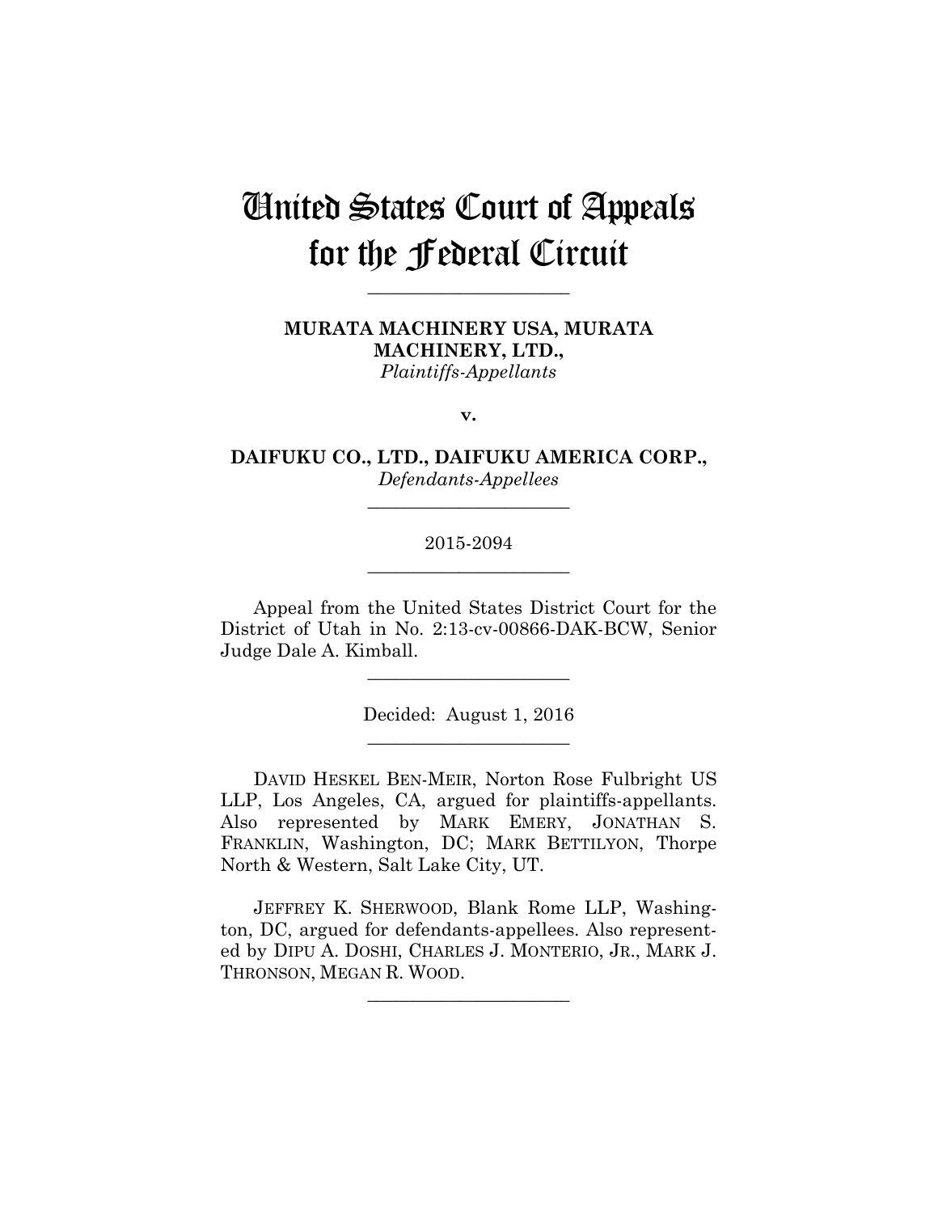# United States Court of Appeals for the Federal Circuit

______________________

**MURATA MACHINERY USA, MURATA MACHINERY, LTD.,**
*Plaintiffs-Appellants*

**v.**

**DAIFUKU CO., LTD., DAIFUKU AMERICA CORP.,**
*Defendants-Appellees*

______________________

2015-2094

______________________

Appeal from the United States District Court for the District of Utah in No. 2:13-cv-00866-DAK-BCW, Senior Judge Dale A. Kimball.

______________________

Decided: August 1, 2016

______________________

DAVID HESKEL BEN-MEIR, Norton Rose Fulbright US LLP, Los Angeles, CA, argued for plaintiffs-appellants. Also represented by MARK EMERY, JONATHAN S. FRANKLIN, Washington, DC; MARK BETTILYON, Thorpe North & Western, Salt Lake City, UT.

JEFFREY K. SHERWOOD, Blank Rome LLP, Washington, DC, argued for defendants-appellees. Also represented by DIPU A. DOSHI, CHARLES J. MONTERIO, JR., MARK J. THRONSON, MEGAN R. WOOD.

______________________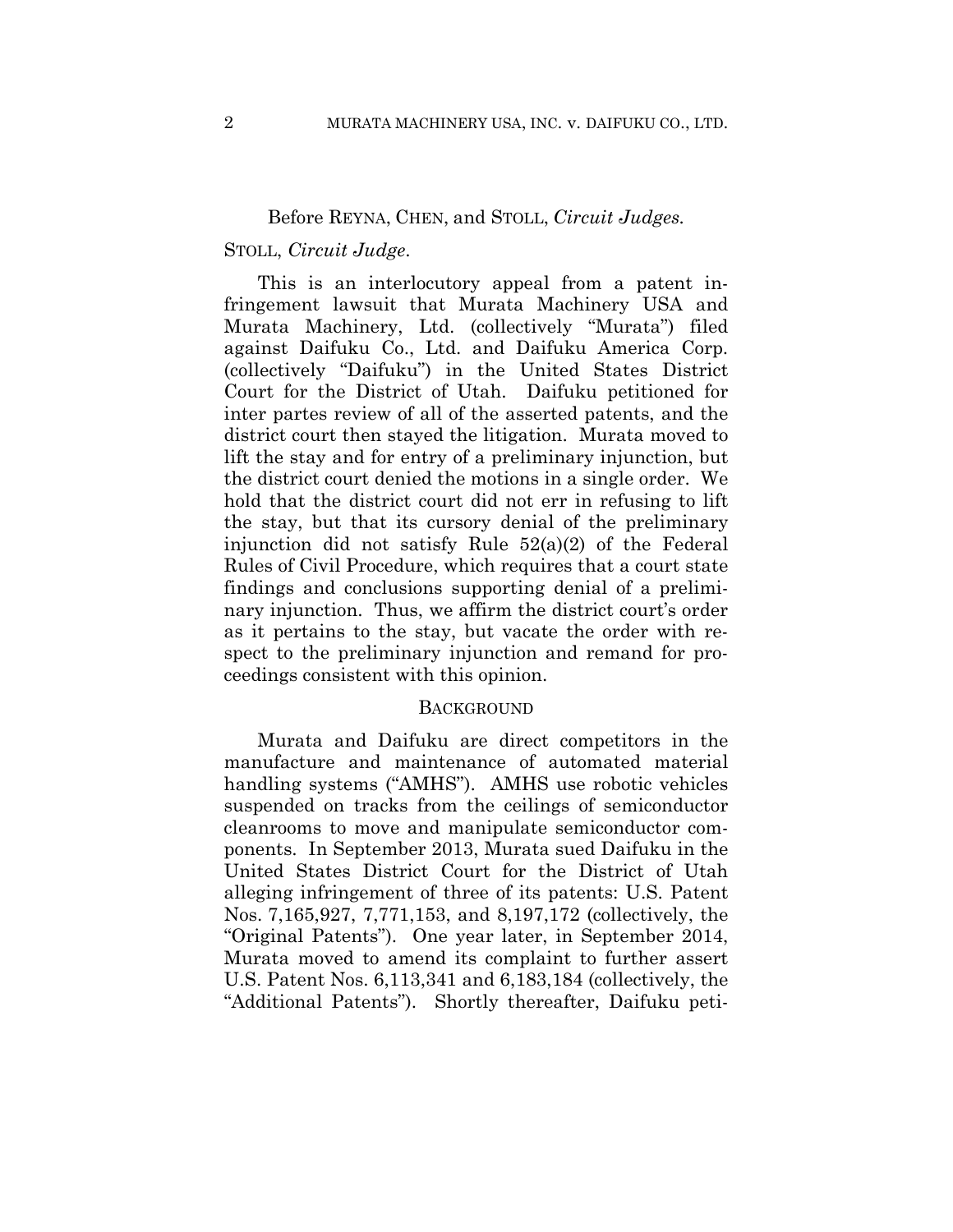Before REYNA, CHEN, and STOLL, *Circuit Judges.*

STOLL, *Circuit Judge*.

This is an interlocutory appeal from a patent infringement lawsuit that Murata Machinery USA and Murata Machinery, Ltd. (collectively "Murata") filed against Daifuku Co., Ltd. and Daifuku America Corp. (collectively "Daifuku") in the United States District Court for the District of Utah. Daifuku petitioned for inter partes review of all of the asserted patents, and the district court then stayed the litigation. Murata moved to lift the stay and for entry of a preliminary injunction, but the district court denied the motions in a single order. We hold that the district court did not err in refusing to lift the stay, but that its cursory denial of the preliminary injunction did not satisfy Rule 52(a)(2) of the Federal Rules of Civil Procedure, which requires that a court state findings and conclusions supporting denial of a preliminary injunction. Thus, we affirm the district court's order as it pertains to the stay, but vacate the order with respect to the preliminary injunction and remand for proceedings consistent with this opinion.

## BACKGROUND

Murata and Daifuku are direct competitors in the manufacture and maintenance of automated material handling systems ("AMHS"). AMHS use robotic vehicles suspended on tracks from the ceilings of semiconductor cleanrooms to move and manipulate semiconductor components. In September 2013, Murata sued Daifuku in the United States District Court for the District of Utah alleging infringement of three of its patents: U.S. Patent Nos. 7,165,927, 7,771,153, and 8,197,172 (collectively, the "Original Patents"). One year later, in September 2014, Murata moved to amend its complaint to further assert U.S. Patent Nos. 6,113,341 and 6,183,184 (collectively, the "Additional Patents"). Shortly thereafter, Daifuku peti-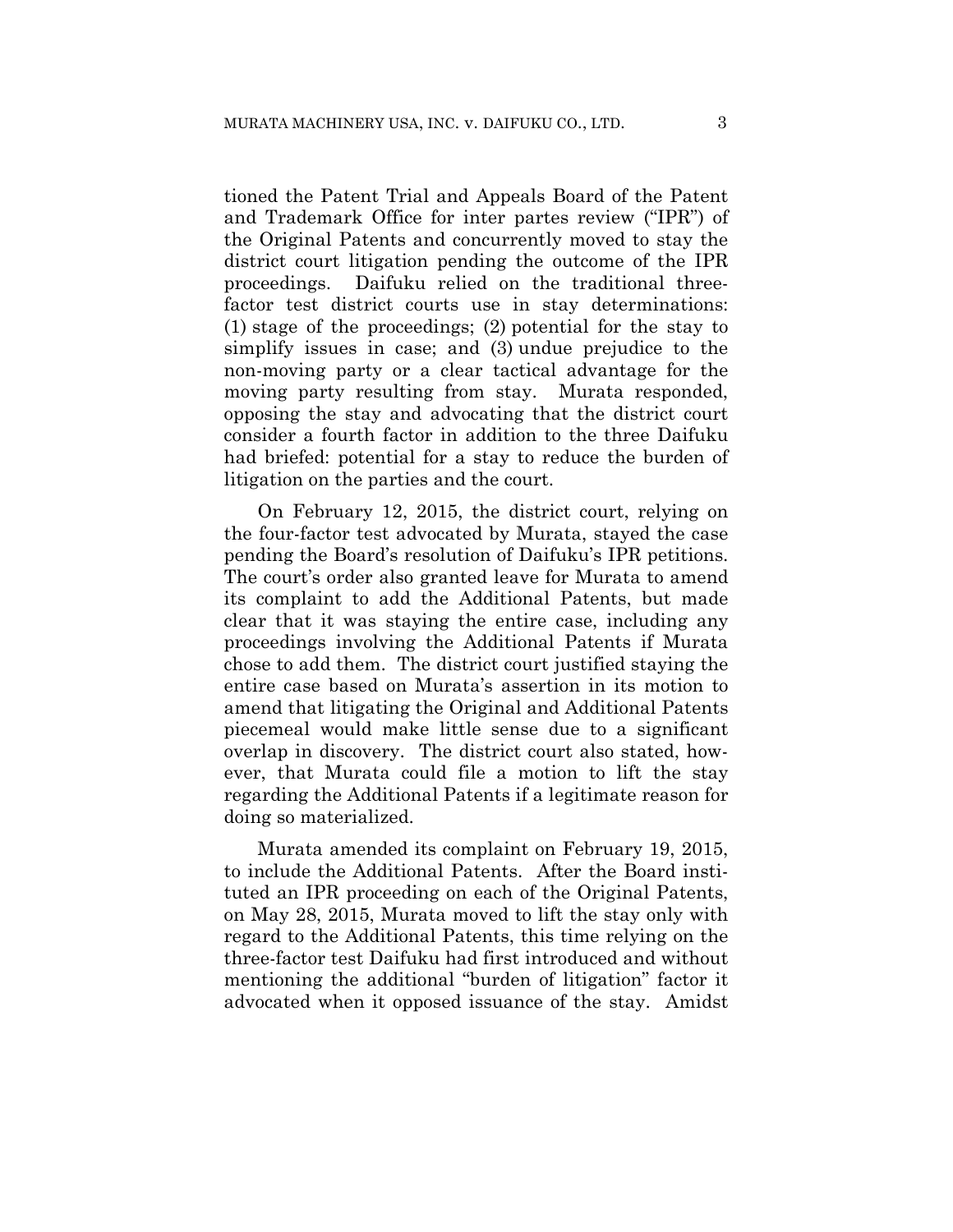tioned the Patent Trial and Appeals Board of the Patent and Trademark Office for inter partes review ("IPR") of the Original Patents and concurrently moved to stay the district court litigation pending the outcome of the IPR proceedings. Daifuku relied on the traditional three-factor test district courts use in stay determinations: (1) stage of the proceedings; (2) potential for the stay to simplify issues in case; and (3) undue prejudice to the non-moving party or a clear tactical advantage for the moving party resulting from stay. Murata responded, opposing the stay and advocating that the district court consider a fourth factor in addition to the three Daifuku had briefed: potential for a stay to reduce the burden of litigation on the parties and the court.

On February 12, 2015, the district court, relying on the four-factor test advocated by Murata, stayed the case pending the Board's resolution of Daifuku's IPR petitions. The court's order also granted leave for Murata to amend its complaint to add the Additional Patents, but made clear that it was staying the entire case, including any proceedings involving the Additional Patents if Murata chose to add them. The district court justified staying the entire case based on Murata's assertion in its motion to amend that litigating the Original and Additional Patents piecemeal would make little sense due to a significant overlap in discovery. The district court also stated, however, that Murata could file a motion to lift the stay regarding the Additional Patents if a legitimate reason for doing so materialized.

Murata amended its complaint on February 19, 2015, to include the Additional Patents. After the Board instituted an IPR proceeding on each of the Original Patents, on May 28, 2015, Murata moved to lift the stay only with regard to the Additional Patents, this time relying on the three-factor test Daifuku had first introduced and without mentioning the additional "burden of litigation" factor it advocated when it opposed issuance of the stay. Amidst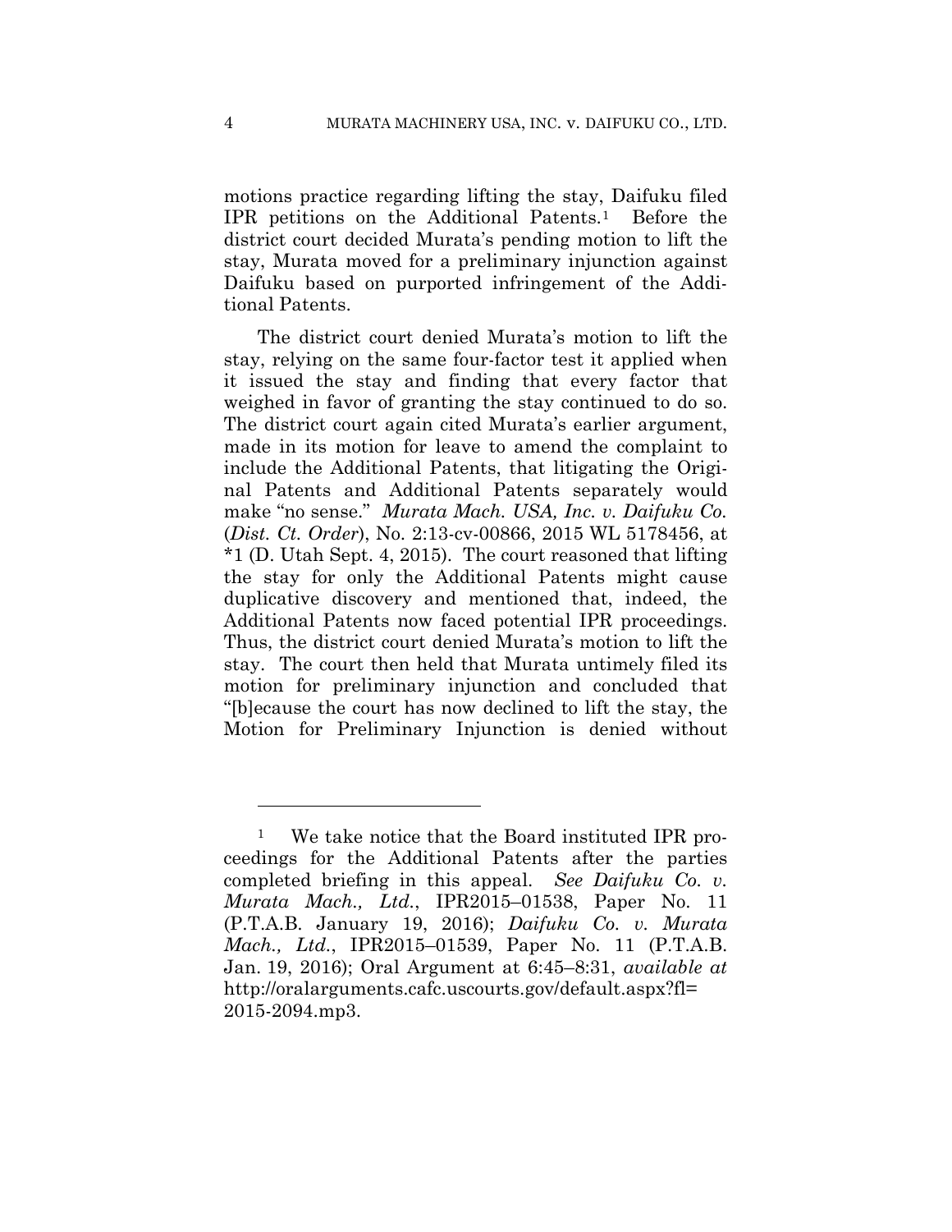motions practice regarding lifting the stay, Daifuku filed IPR petitions on the Additional Patents.[1] Before the district court decided Murata's pending motion to lift the stay, Murata moved for a preliminary injunction against Daifuku based on purported infringement of the Additional Patents.

The district court denied Murata's motion to lift the stay, relying on the same four-factor test it applied when it issued the stay and finding that every factor that weighed in favor of granting the stay continued to do so. The district court again cited Murata's earlier argument, made in its motion for leave to amend the complaint to include the Additional Patents, that litigating the Original Patents and Additional Patents separately would make "no sense." *Murata Mach. USA, Inc. v. Daifuku Co.* (*Dist. Ct. Order*), No. 2:13-cv-00866, 2015 WL 5178456, at *1 (D. Utah Sept. 4, 2015). The court reasoned that lifting the stay for only the Additional Patents might cause duplicative discovery and mentioned that, indeed, the Additional Patents now faced potential IPR proceedings. Thus, the district court denied Murata's motion to lift the stay. The court then held that Murata untimely filed its motion for preliminary injunction and concluded that "[b]ecause the court has now declined to lift the stay, the Motion for Preliminary Injunction is denied without

---

[1] We take notice that the Board instituted IPR proceedings for the Additional Patents after the parties completed briefing in this appeal. *See Daifuku Co. v. Murata Mach., Ltd.*, IPR2015–01538, Paper No. 11 (P.T.A.B. January 19, 2016); *Daifuku Co. v. Murata Mach., Ltd.*, IPR2015–01539, Paper No. 11 (P.T.A.B. Jan. 19, 2016); Oral Argument at 6:45–8:31, *available at* http://oralarguments.cafc.uscourts.gov/default.aspx?fl=2015-2094.mp3.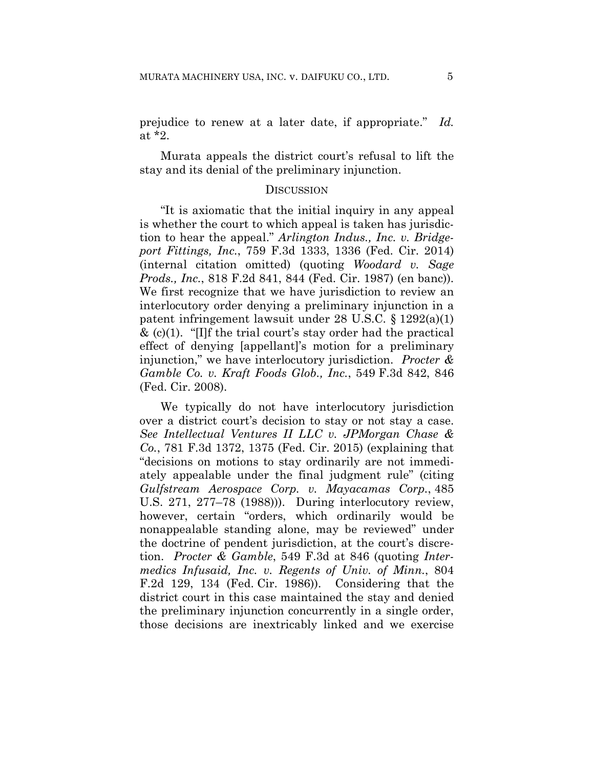prejudice to renew at a later date, if appropriate." *Id.* at *2.

Murata appeals the district court's refusal to lift the stay and its denial of the preliminary injunction.

## DISCUSSION

"It is axiomatic that the initial inquiry in any appeal is whether the court to which appeal is taken has jurisdiction to hear the appeal." *Arlington Indus., Inc. v. Bridgeport Fittings, Inc.*, 759 F.3d 1333, 1336 (Fed. Cir. 2014) (internal citation omitted) (quoting *Woodard v. Sage Prods., Inc.*, 818 F.2d 841, 844 (Fed. Cir. 1987) (en banc)). We first recognize that we have jurisdiction to review an interlocutory order denying a preliminary injunction in a patent infringement lawsuit under 28 U.S.C. § 1292(a)(1) & (c)(1). "[I]f the trial court's stay order had the practical effect of denying [appellant]'s motion for a preliminary injunction," we have interlocutory jurisdiction. *Procter & Gamble Co. v. Kraft Foods Glob., Inc.*, 549 F.3d 842, 846 (Fed. Cir. 2008).

We typically do not have interlocutory jurisdiction over a district court's decision to stay or not stay a case. *See Intellectual Ventures II LLC v. JPMorgan Chase & Co.*, 781 F.3d 1372, 1375 (Fed. Cir. 2015) (explaining that "decisions on motions to stay ordinarily are not immediately appealable under the final judgment rule" (citing *Gulfstream Aerospace Corp. v. Mayacamas Corp.*, 485 U.S. 271, 277–78 (1988))). During interlocutory review, however, certain "orders, which ordinarily would be nonappealable standing alone, may be reviewed" under the doctrine of pendent jurisdiction, at the court's discretion. *Procter & Gamble*, 549 F.3d at 846 (quoting *Intermedics Infusaid, Inc. v. Regents of Univ. of Minn.*, 804 F.2d 129, 134 (Fed. Cir. 1986)). Considering that the district court in this case maintained the stay and denied the preliminary injunction concurrently in a single order, those decisions are inextricably linked and we exercise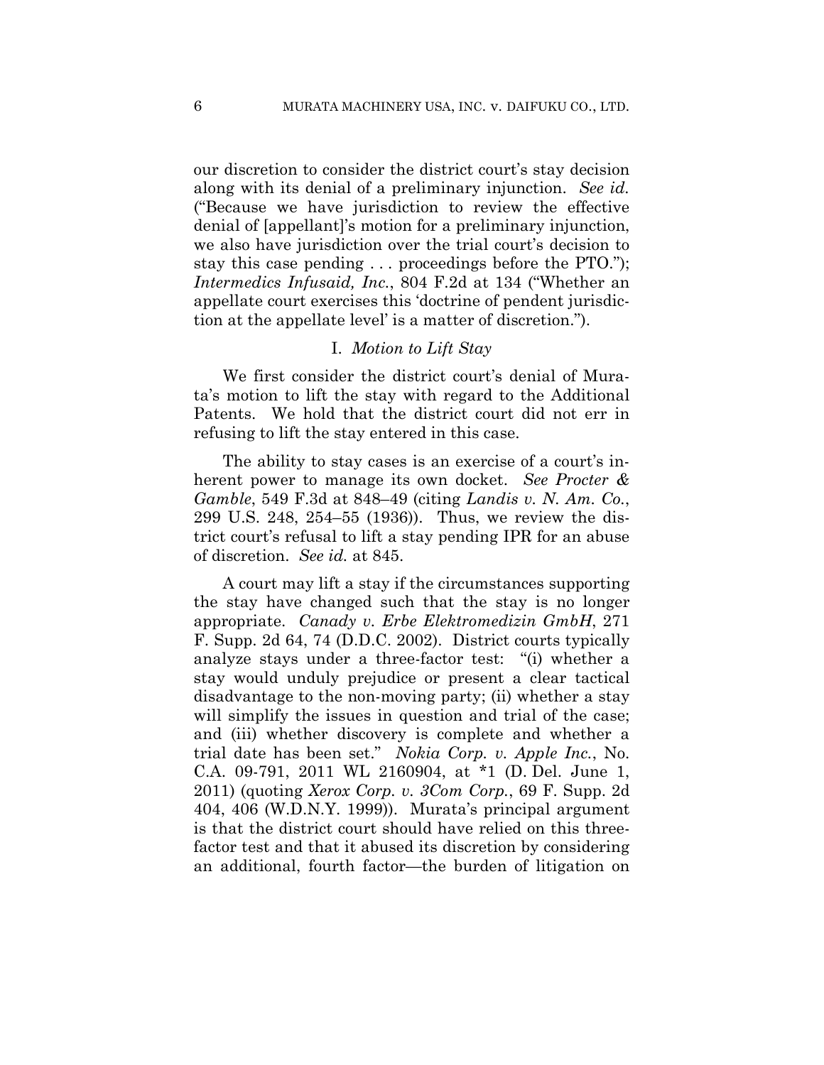our discretion to consider the district court's stay decision along with its denial of a preliminary injunction. *See id.* ("Because we have jurisdiction to review the effective denial of [appellant]'s motion for a preliminary injunction, we also have jurisdiction over the trial court's decision to stay this case pending . . . proceedings before the PTO."); *Intermedics Infusaid, Inc.*, 804 F.2d at 134 ("Whether an appellate court exercises this 'doctrine of pendent jurisdiction at the appellate level' is a matter of discretion.").

## I. *Motion to Lift Stay*

We first consider the district court's denial of Murata's motion to lift the stay with regard to the Additional Patents. We hold that the district court did not err in refusing to lift the stay entered in this case.

The ability to stay cases is an exercise of a court's inherent power to manage its own docket. *See Procter & Gamble*, 549 F.3d at 848–49 (citing *Landis v. N. Am. Co.*, 299 U.S. 248, 254–55 (1936)). Thus, we review the district court's refusal to lift a stay pending IPR for an abuse of discretion. *See id.* at 845.

A court may lift a stay if the circumstances supporting the stay have changed such that the stay is no longer appropriate. *Canady v. Erbe Elektromedizin GmbH*, 271 F. Supp. 2d 64, 74 (D.D.C. 2002). District courts typically analyze stays under a three-factor test: "(i) whether a stay would unduly prejudice or present a clear tactical disadvantage to the non-moving party; (ii) whether a stay will simplify the issues in question and trial of the case; and (iii) whether discovery is complete and whether a trial date has been set." *Nokia Corp. v. Apple Inc.*, No. C.A. 09-791, 2011 WL 2160904, at *1 (D. Del. June 1, 2011) (quoting *Xerox Corp. v. 3Com Corp.*, 69 F. Supp. 2d 404, 406 (W.D.N.Y. 1999)). Murata's principal argument is that the district court should have relied on this three-factor test and that it abused its discretion by considering an additional, fourth factor—the burden of litigation on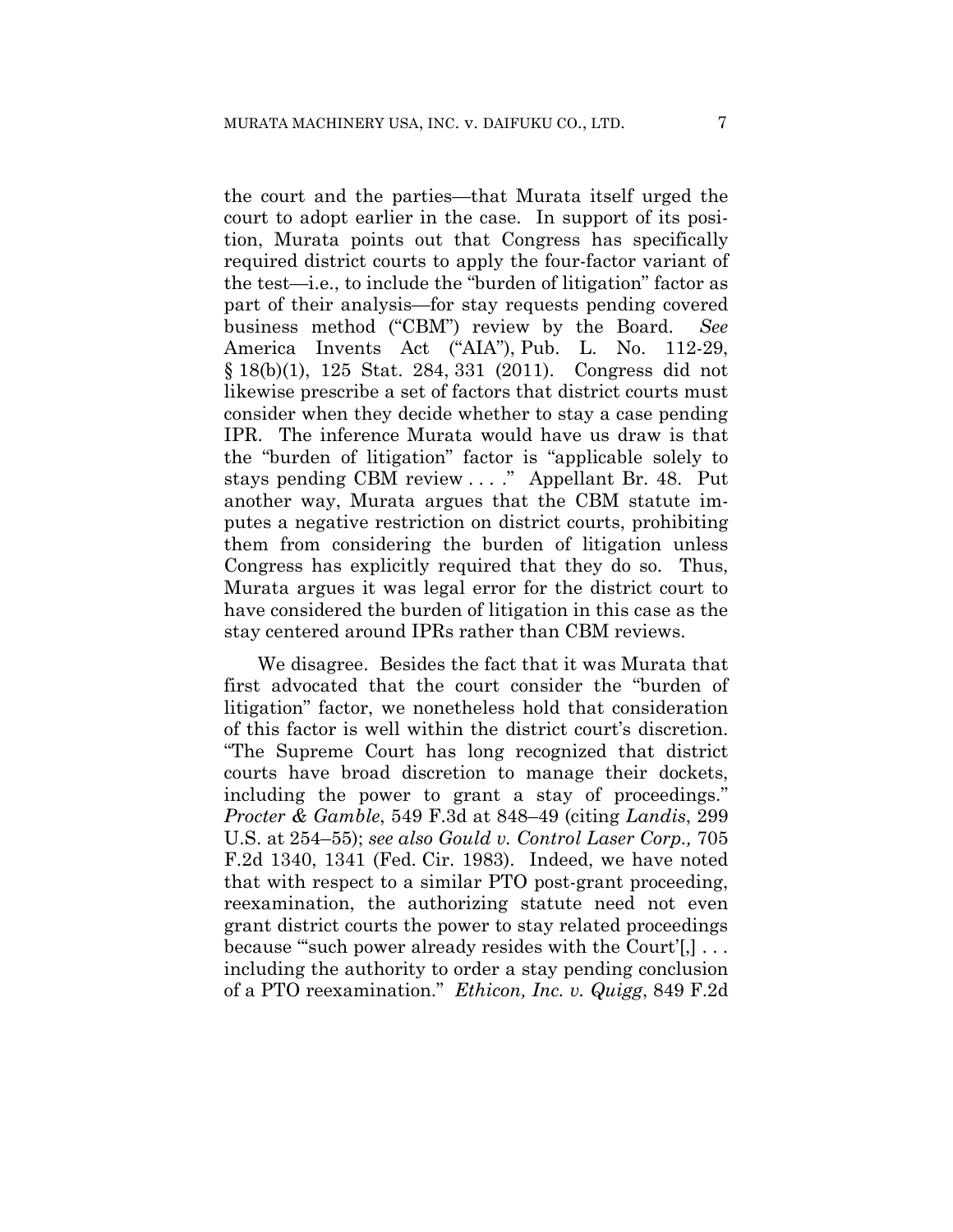the court and the parties—that Murata itself urged the court to adopt earlier in the case. In support of its position, Murata points out that Congress has specifically required district courts to apply the four-factor variant of the test—i.e., to include the "burden of litigation" factor as part of their analysis—for stay requests pending covered business method ("CBM") review by the Board. *See* America Invents Act ("AIA"), Pub. L. No. 112-29, § 18(b)(1), 125 Stat. 284, 331 (2011). Congress did not likewise prescribe a set of factors that district courts must consider when they decide whether to stay a case pending IPR. The inference Murata would have us draw is that the "burden of litigation" factor is "applicable solely to stays pending CBM review . . . ." Appellant Br. 48. Put another way, Murata argues that the CBM statute imputes a negative restriction on district courts, prohibiting them from considering the burden of litigation unless Congress has explicitly required that they do so. Thus, Murata argues it was legal error for the district court to have considered the burden of litigation in this case as the stay centered around IPRs rather than CBM reviews.

We disagree. Besides the fact that it was Murata that first advocated that the court consider the "burden of litigation" factor, we nonetheless hold that consideration of this factor is well within the district court's discretion. "The Supreme Court has long recognized that district courts have broad discretion to manage their dockets, including the power to grant a stay of proceedings." *Procter & Gamble*, 549 F.3d at 848–49 (citing *Landis*, 299 U.S. at 254–55); *see also Gould v. Control Laser Corp.,* 705 F.2d 1340, 1341 (Fed. Cir. 1983). Indeed, we have noted that with respect to a similar PTO post-grant proceeding, reexamination, the authorizing statute need not even grant district courts the power to stay related proceedings because "'such power already resides with the Court'[,] . . . including the authority to order a stay pending conclusion of a PTO reexamination." *Ethicon, Inc. v. Quigg*, 849 F.2d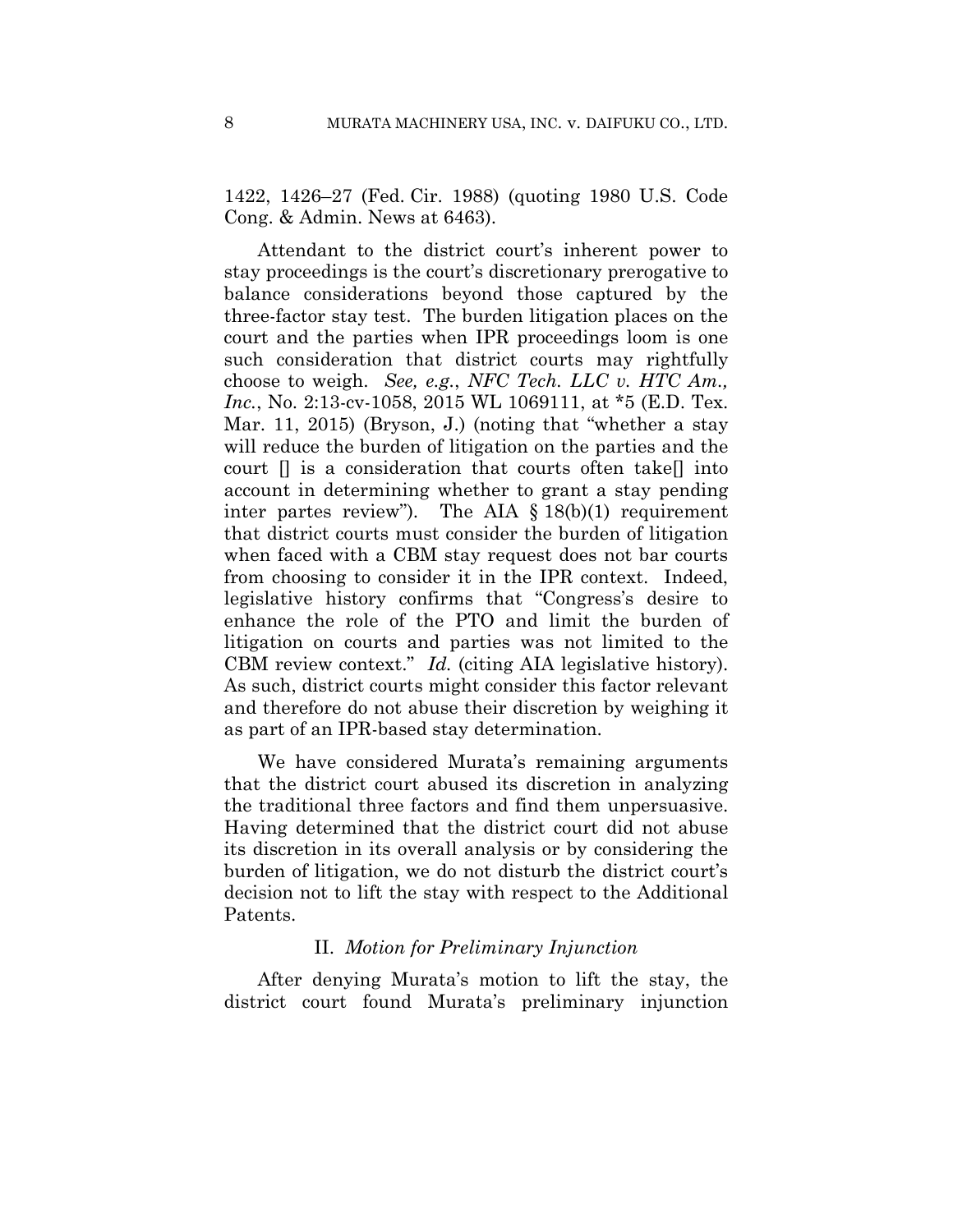1422, 1426–27 (Fed. Cir. 1988) (quoting 1980 U.S. Code Cong. & Admin. News at 6463).

Attendant to the district court's inherent power to stay proceedings is the court's discretionary prerogative to balance considerations beyond those captured by the three-factor stay test. The burden litigation places on the court and the parties when IPR proceedings loom is one such consideration that district courts may rightfully choose to weigh. *See, e.g.*, *NFC Tech. LLC v. HTC Am., Inc.*, No. 2:13-cv-1058, 2015 WL 1069111, at *5 (E.D. Tex. Mar. 11, 2015) (Bryson, J.) (noting that "whether a stay will reduce the burden of litigation on the parties and the court [] is a consideration that courts often take[] into account in determining whether to grant a stay pending inter partes review"). The AIA § 18(b)(1) requirement that district courts must consider the burden of litigation when faced with a CBM stay request does not bar courts from choosing to consider it in the IPR context. Indeed, legislative history confirms that "Congress's desire to enhance the role of the PTO and limit the burden of litigation on courts and parties was not limited to the CBM review context." *Id.* (citing AIA legislative history). As such, district courts might consider this factor relevant and therefore do not abuse their discretion by weighing it as part of an IPR-based stay determination.

We have considered Murata's remaining arguments that the district court abused its discretion in analyzing the traditional three factors and find them unpersuasive. Having determined that the district court did not abuse its discretion in its overall analysis or by considering the burden of litigation, we do not disturb the district court's decision not to lift the stay with respect to the Additional Patents.

### II. *Motion for Preliminary Injunction*

After denying Murata's motion to lift the stay, the district court found Murata's preliminary injunction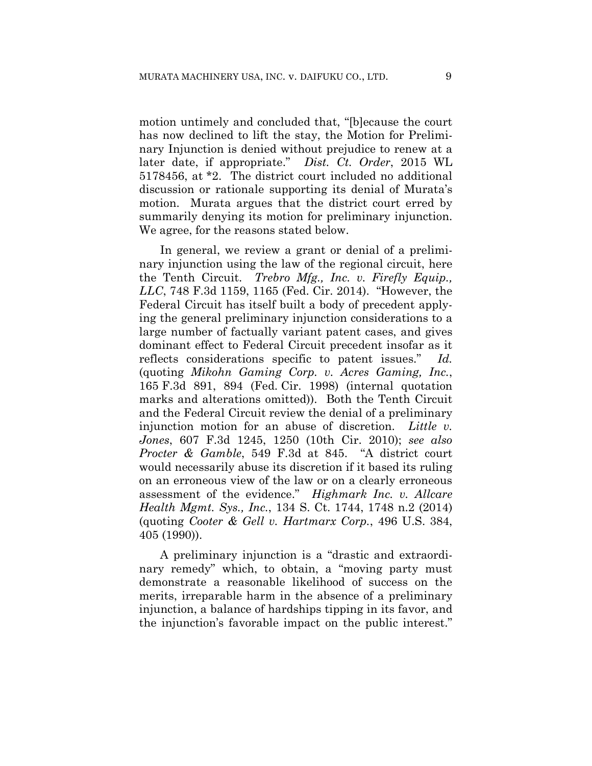motion untimely and concluded that, "[b]ecause the court has now declined to lift the stay, the Motion for Preliminary Injunction is denied without prejudice to renew at a later date, if appropriate." *Dist. Ct. Order*, 2015 WL 5178456, at *2. The district court included no additional discussion or rationale supporting its denial of Murata's motion. Murata argues that the district court erred by summarily denying its motion for preliminary injunction. We agree, for the reasons stated below.

In general, we review a grant or denial of a preliminary injunction using the law of the regional circuit, here the Tenth Circuit. *Trebro Mfg., Inc. v. Firefly Equip., LLC*, 748 F.3d 1159, 1165 (Fed. Cir. 2014). "However, the Federal Circuit has itself built a body of precedent applying the general preliminary injunction considerations to a large number of factually variant patent cases, and gives dominant effect to Federal Circuit precedent insofar as it reflects considerations specific to patent issues." *Id.* (quoting *Mikohn Gaming Corp. v. Acres Gaming, Inc.*, 165 F.3d 891, 894 (Fed. Cir. 1998) (internal quotation marks and alterations omitted)). Both the Tenth Circuit and the Federal Circuit review the denial of a preliminary injunction motion for an abuse of discretion. *Little v. Jones*, 607 F.3d 1245, 1250 (10th Cir. 2010); *see also Procter & Gamble*, 549 F.3d at 845. "A district court would necessarily abuse its discretion if it based its ruling on an erroneous view of the law or on a clearly erroneous assessment of the evidence." *Highmark Inc. v. Allcare Health Mgmt. Sys., Inc.*, 134 S. Ct. 1744, 1748 n.2 (2014) (quoting *Cooter & Gell v. Hartmarx Corp.*, 496 U.S. 384, 405 (1990)).

A preliminary injunction is a "drastic and extraordinary remedy" which, to obtain, a "moving party must demonstrate a reasonable likelihood of success on the merits, irreparable harm in the absence of a preliminary injunction, a balance of hardships tipping in its favor, and the injunction's favorable impact on the public interest."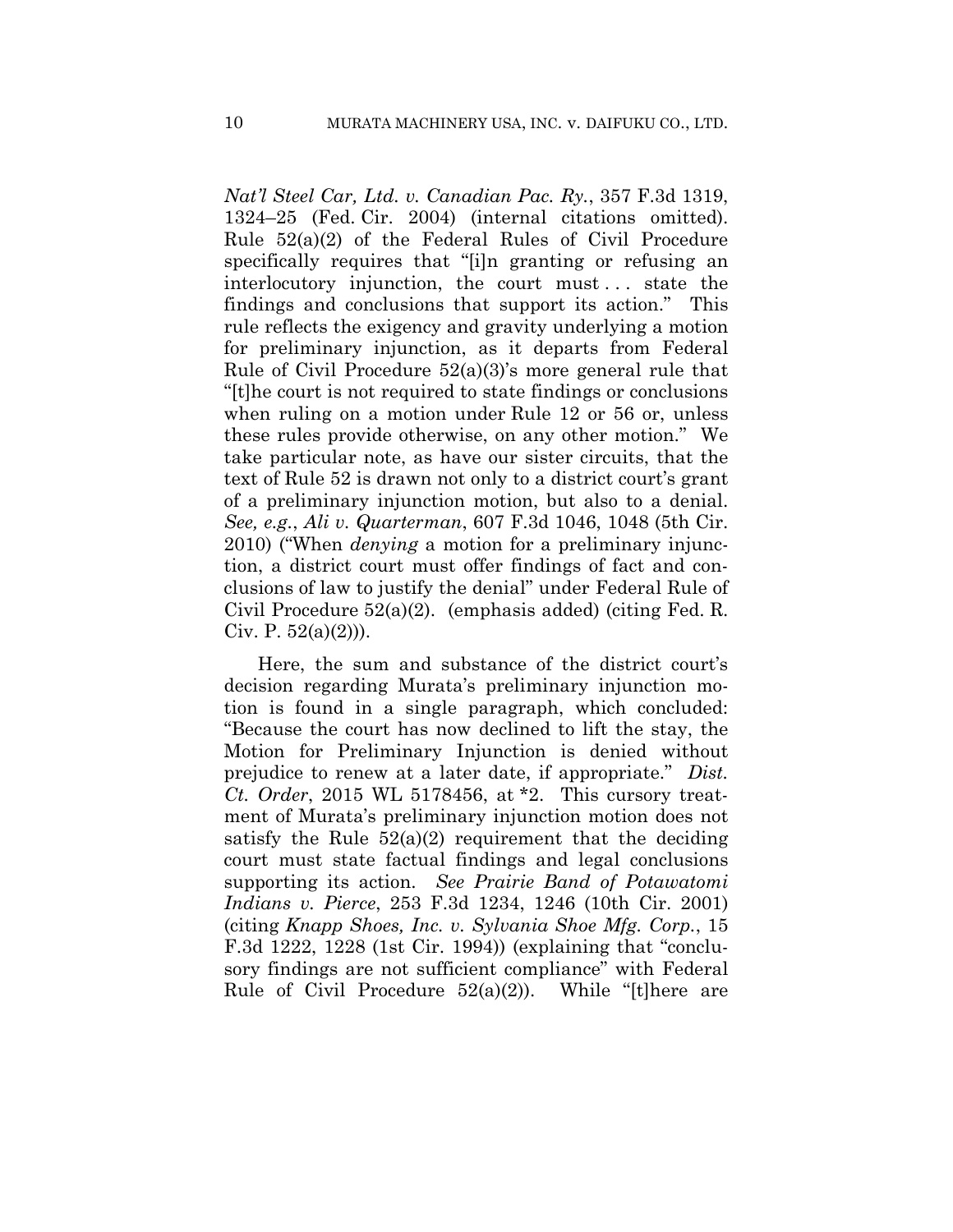*Nat'l Steel Car, Ltd. v. Canadian Pac. Ry.*, 357 F.3d 1319, 1324–25 (Fed. Cir. 2004) (internal citations omitted). Rule 52(a)(2) of the Federal Rules of Civil Procedure specifically requires that "[i]n granting or refusing an interlocutory injunction, the court must . . . state the findings and conclusions that support its action." This rule reflects the exigency and gravity underlying a motion for preliminary injunction, as it departs from Federal Rule of Civil Procedure 52(a)(3)'s more general rule that "[t]he court is not required to state findings or conclusions when ruling on a motion under Rule 12 or 56 or, unless these rules provide otherwise, on any other motion." We take particular note, as have our sister circuits, that the text of Rule 52 is drawn not only to a district court's grant of a preliminary injunction motion, but also to a denial. *See, e.g.*, *Ali v. Quarterman*, 607 F.3d 1046, 1048 (5th Cir. 2010) ("When *denying* a motion for a preliminary injunction, a district court must offer findings of fact and conclusions of law to justify the denial" under Federal Rule of Civil Procedure 52(a)(2). (emphasis added) (citing Fed. R. Civ. P. 52(a)(2))).

Here, the sum and substance of the district court's decision regarding Murata's preliminary injunction motion is found in a single paragraph, which concluded: "Because the court has now declined to lift the stay, the Motion for Preliminary Injunction is denied without prejudice to renew at a later date, if appropriate." *Dist. Ct. Order*, 2015 WL 5178456, at *2. This cursory treatment of Murata's preliminary injunction motion does not satisfy the Rule 52(a)(2) requirement that the deciding court must state factual findings and legal conclusions supporting its action. *See Prairie Band of Potawatomi Indians v. Pierce*, 253 F.3d 1234, 1246 (10th Cir. 2001) (citing *Knapp Shoes, Inc. v. Sylvania Shoe Mfg. Corp.*, 15 F.3d 1222, 1228 (1st Cir. 1994)) (explaining that "conclusory findings are not sufficient compliance" with Federal Rule of Civil Procedure 52(a)(2)). While "[t]here are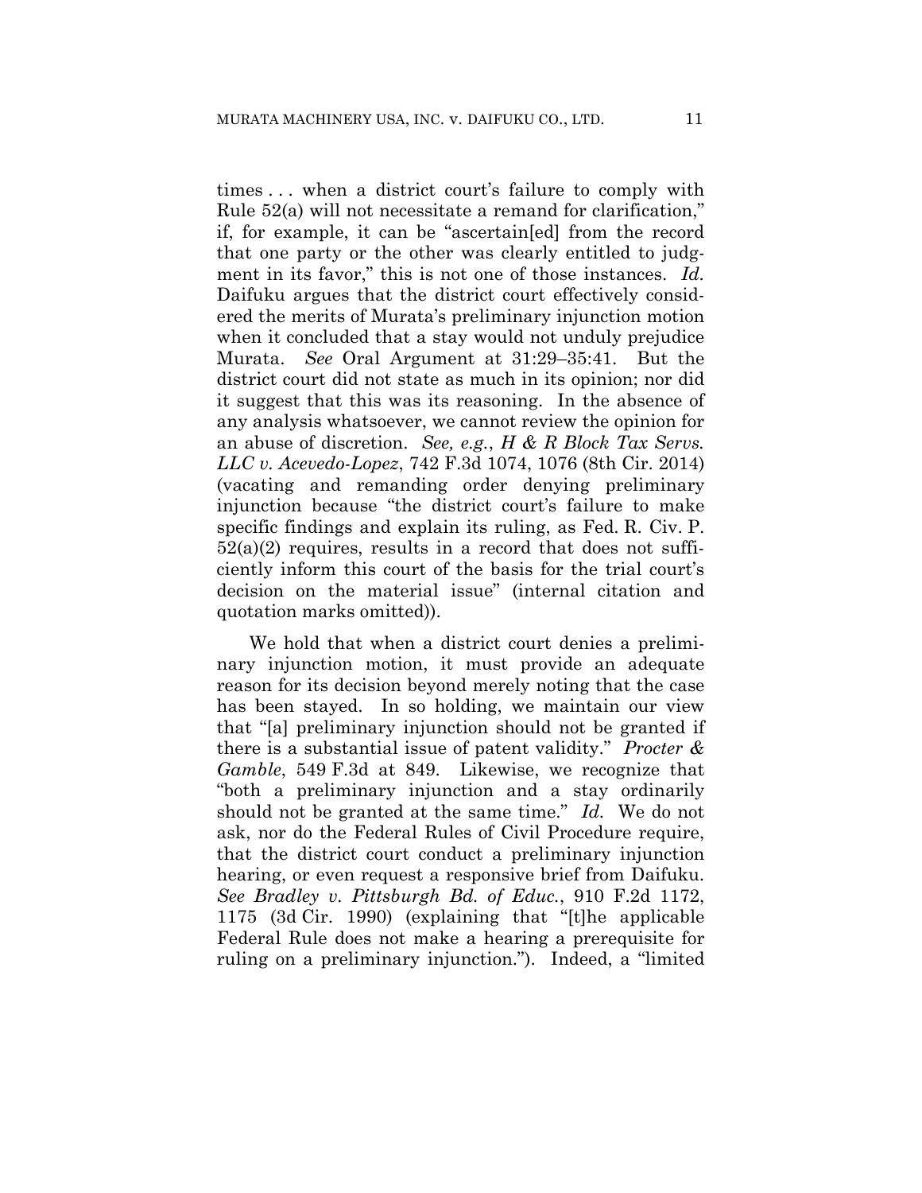times . . . when a district court's failure to comply with Rule 52(a) will not necessitate a remand for clarification," if, for example, it can be "ascertain[ed] from the record that one party or the other was clearly entitled to judgment in its favor," this is not one of those instances. *Id.* Daifuku argues that the district court effectively considered the merits of Murata's preliminary injunction motion when it concluded that a stay would not unduly prejudice Murata. *See* Oral Argument at 31:29–35:41. But the district court did not state as much in its opinion; nor did it suggest that this was its reasoning. In the absence of any analysis whatsoever, we cannot review the opinion for an abuse of discretion. *See, e.g.*, *H & R Block Tax Servs. LLC v. Acevedo-Lopez*, 742 F.3d 1074, 1076 (8th Cir. 2014) (vacating and remanding order denying preliminary injunction because "the district court's failure to make specific findings and explain its ruling, as Fed. R. Civ. P. 52(a)(2) requires, results in a record that does not sufficiently inform this court of the basis for the trial court's decision on the material issue" (internal citation and quotation marks omitted)).

We hold that when a district court denies a preliminary injunction motion, it must provide an adequate reason for its decision beyond merely noting that the case has been stayed. In so holding, we maintain our view that "[a] preliminary injunction should not be granted if there is a substantial issue of patent validity." *Procter & Gamble*, 549 F.3d at 849. Likewise, we recognize that "both a preliminary injunction and a stay ordinarily should not be granted at the same time." *Id.* We do not ask, nor do the Federal Rules of Civil Procedure require, that the district court conduct a preliminary injunction hearing, or even request a responsive brief from Daifuku. *See Bradley v. Pittsburgh Bd. of Educ.*, 910 F.2d 1172, 1175 (3d Cir. 1990) (explaining that "[t]he applicable Federal Rule does not make a hearing a prerequisite for ruling on a preliminary injunction."). Indeed, a "limited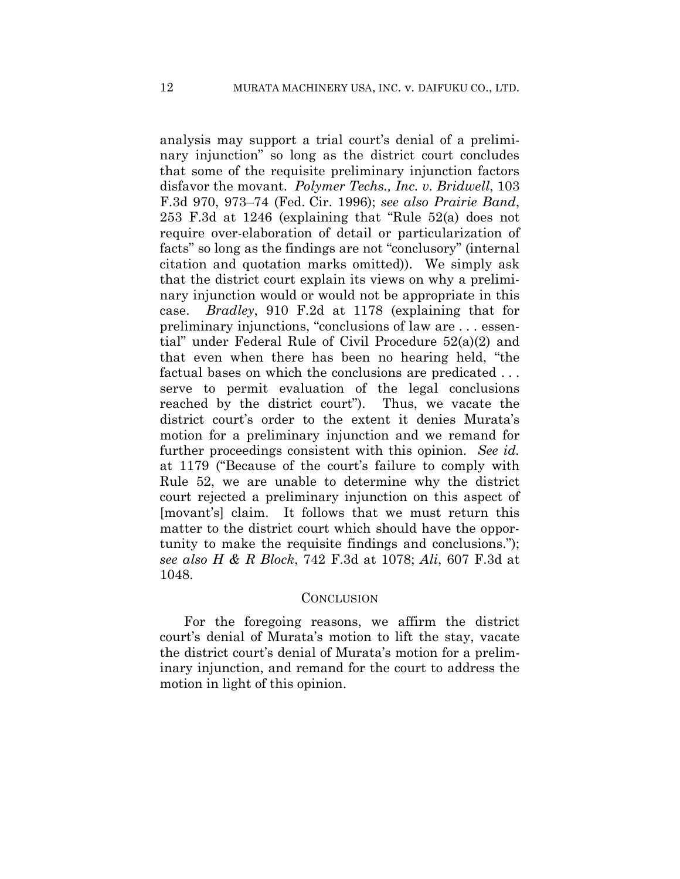analysis may support a trial court's denial of a preliminary injunction" so long as the district court concludes that some of the requisite preliminary injunction factors disfavor the movant. *Polymer Techs., Inc. v. Bridwell*, 103 F.3d 970, 973–74 (Fed. Cir. 1996); *see also Prairie Band*, 253 F.3d at 1246 (explaining that "Rule 52(a) does not require over-elaboration of detail or particularization of facts" so long as the findings are not "conclusory" (internal citation and quotation marks omitted)). We simply ask that the district court explain its views on why a preliminary injunction would or would not be appropriate in this case. *Bradley*, 910 F.2d at 1178 (explaining that for preliminary injunctions, "conclusions of law are . . . essential" under Federal Rule of Civil Procedure 52(a)(2) and that even when there has been no hearing held, "the factual bases on which the conclusions are predicated . . . serve to permit evaluation of the legal conclusions reached by the district court"). Thus, we vacate the district court's order to the extent it denies Murata's motion for a preliminary injunction and we remand for further proceedings consistent with this opinion. *See id.* at 1179 ("Because of the court's failure to comply with Rule 52, we are unable to determine why the district court rejected a preliminary injunction on this aspect of [movant's] claim. It follows that we must return this matter to the district court which should have the opportunity to make the requisite findings and conclusions."); *see also H & R Block*, 742 F.3d at 1078; *Ali*, 607 F.3d at 1048.

## CONCLUSION

For the foregoing reasons, we affirm the district court's denial of Murata's motion to lift the stay, vacate the district court's denial of Murata's motion for a preliminary injunction, and remand for the court to address the motion in light of this opinion.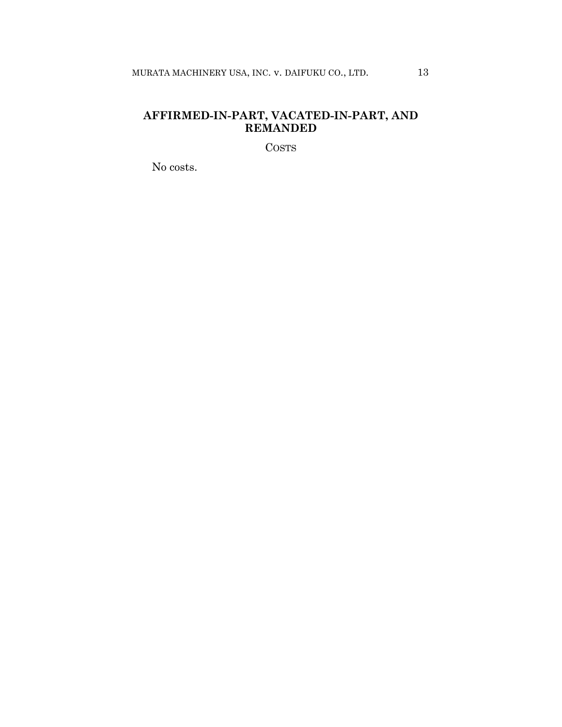**AFFIRMED-IN-PART, VACATED-IN-PART, AND REMANDED**

COSTS

No costs.